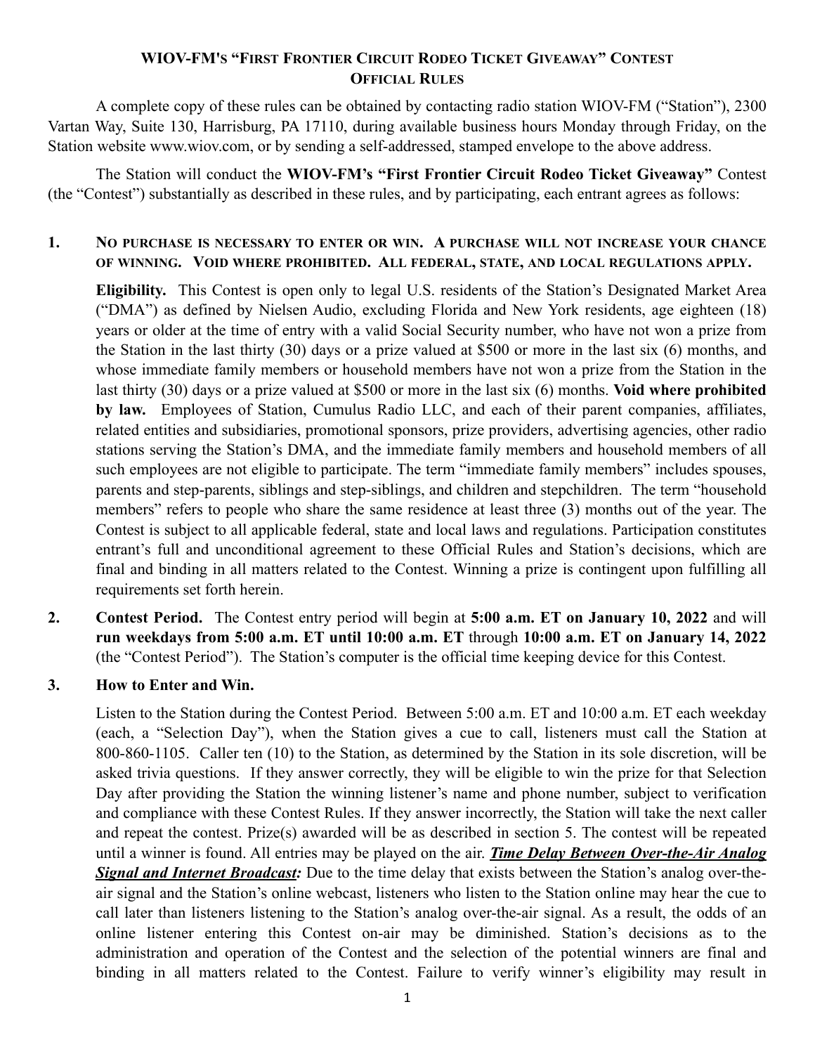# WIOV-FM's "First Frontier Circuit Rodeo Ticket Giveaway" Contest Official Rules

A complete copy of these rules can be obtained by contacting radio station WIOV-FM ("Station"), 2300 Vartan Way, Suite 130, Harrisburg, PA 17110, during available business hours Monday through Friday, on the Station website www.wiov.com, or by sending a self-addressed, stamped envelope to the above address.

The Station will conduct the **WIOV-FM's "First Frontier Circuit Rodeo Ticket Giveaway"** Contest (the "Contest") substantially as described in these rules, and by participating, each entrant agrees as follows:

**1. NO PURCHASE IS NECESSARY TO ENTER OR WIN. A PURCHASE WILL NOT INCREASE YOUR CHANCE OF WINNING. VOID WHERE PROHIBITED. ALL FEDERAL, STATE, AND LOCAL REGULATIONS APPLY.**

**Eligibility.** This Contest is open only to legal U.S. residents of the Station's Designated Market Area ("DMA") as defined by Nielsen Audio, excluding Florida and New York residents, age eighteen (18) years or older at the time of entry with a valid Social Security number, who have not won a prize from the Station in the last thirty (30) days or a prize valued at $500 or more in the last six (6) months, and whose immediate family members or household members have not won a prize from the Station in the last thirty (30) days or a prize valued at $500 or more in the last six (6) months. **Void where prohibited by law.** Employees of Station, Cumulus Radio LLC, and each of their parent companies, affiliates, related entities and subsidiaries, promotional sponsors, prize providers, advertising agencies, other radio stations serving the Station's DMA, and the immediate family members and household members of all such employees are not eligible to participate. The term "immediate family members" includes spouses, parents and step-parents, siblings and step-siblings, and children and stepchildren. The term "household members" refers to people who share the same residence at least three (3) months out of the year. The Contest is subject to all applicable federal, state and local laws and regulations. Participation constitutes entrant's full and unconditional agreement to these Official Rules and Station's decisions, which are final and binding in all matters related to the Contest. Winning a prize is contingent upon fulfilling all requirements set forth herein.

**2. Contest Period.** The Contest entry period will begin at **5:00 a.m. ET on January 10, 2022** and will **run weekdays from 5:00 a.m. ET until 10:00 a.m. ET** through **10:00 a.m. ET on January 14, 2022** (the "Contest Period"). The Station's computer is the official time keeping device for this Contest.

**3. How to Enter and Win.**

Listen to the Station during the Contest Period. Between 5:00 a.m. ET and 10:00 a.m. ET each weekday (each, a "Selection Day"), when the Station gives a cue to call, listeners must call the Station at 800-860-1105. Caller ten (10) to the Station, as determined by the Station in its sole discretion, will be asked trivia questions. If they answer correctly, they will be eligible to win the prize for that Selection Day after providing the Station the winning listener's name and phone number, subject to verification and compliance with these Contest Rules. If they answer incorrectly, the Station will take the next caller and repeat the contest. Prize(s) awarded will be as described in section 5. The contest will be repeated until a winner is found. All entries may be played on the air. ***Time Delay Between Over-the-Air Analog Signal and Internet Broadcast:*** Due to the time delay that exists between the Station's analog over-the-air signal and the Station's online webcast, listeners who listen to the Station online may hear the cue to call later than listeners listening to the Station's analog over-the-air signal. As a result, the odds of an online listener entering this Contest on-air may be diminished. Station's decisions as to the administration and operation of the Contest and the selection of the potential winners are final and binding in all matters related to the Contest. Failure to verify winner's eligibility may result in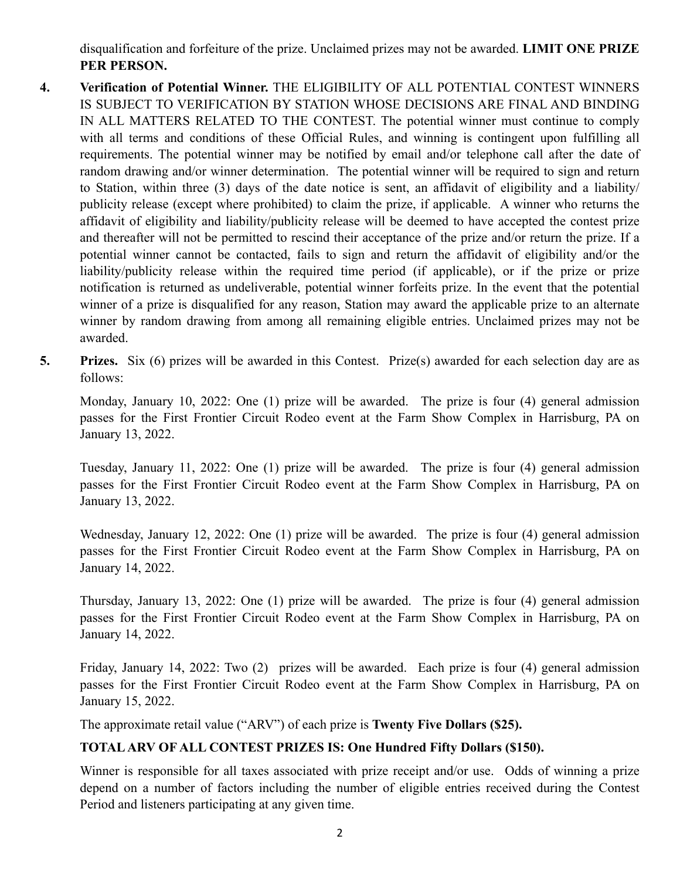disqualification and forfeiture of the prize. Unclaimed prizes may not be awarded. **LIMIT ONE PRIZE PER PERSON.**

4. **Verification of Potential Winner.** THE ELIGIBILITY OF ALL POTENTIAL CONTEST WINNERS IS SUBJECT TO VERIFICATION BY STATION WHOSE DECISIONS ARE FINAL AND BINDING IN ALL MATTERS RELATED TO THE CONTEST. The potential winner must continue to comply with all terms and conditions of these Official Rules, and winning is contingent upon fulfilling all requirements. The potential winner may be notified by email and/or telephone call after the date of random drawing and/or winner determination. The potential winner will be required to sign and return to Station, within three (3) days of the date notice is sent, an affidavit of eligibility and a liability/ publicity release (except where prohibited) to claim the prize, if applicable. A winner who returns the affidavit of eligibility and liability/publicity release will be deemed to have accepted the contest prize and thereafter will not be permitted to rescind their acceptance of the prize and/or return the prize. If a potential winner cannot be contacted, fails to sign and return the affidavit of eligibility and/or the liability/publicity release within the required time period (if applicable), or if the prize or prize notification is returned as undeliverable, potential winner forfeits prize. In the event that the potential winner of a prize is disqualified for any reason, Station may award the applicable prize to an alternate winner by random drawing from among all remaining eligible entries. Unclaimed prizes may not be awarded.

5. **Prizes.** Six (6) prizes will be awarded in this Contest. Prize(s) awarded for each selection day are as follows:

   Monday, January 10, 2022: One (1) prize will be awarded. The prize is four (4) general admission passes for the First Frontier Circuit Rodeo event at the Farm Show Complex in Harrisburg, PA on January 13, 2022.

   Tuesday, January 11, 2022: One (1) prize will be awarded. The prize is four (4) general admission passes for the First Frontier Circuit Rodeo event at the Farm Show Complex in Harrisburg, PA on January 13, 2022.

   Wednesday, January 12, 2022: One (1) prize will be awarded. The prize is four (4) general admission passes for the First Frontier Circuit Rodeo event at the Farm Show Complex in Harrisburg, PA on January 14, 2022.

   Thursday, January 13, 2022: One (1) prize will be awarded. The prize is four (4) general admission passes for the First Frontier Circuit Rodeo event at the Farm Show Complex in Harrisburg, PA on January 14, 2022.

   Friday, January 14, 2022: Two (2) prizes will be awarded. Each prize is four (4) general admission passes for the First Frontier Circuit Rodeo event at the Farm Show Complex in Harrisburg, PA on January 15, 2022.

   The approximate retail value ("ARV") of each prize is **Twenty Five Dollars ($25).**

   **TOTAL ARV OF ALL CONTEST PRIZES IS: One Hundred Fifty Dollars ($150).**

   Winner is responsible for all taxes associated with prize receipt and/or use. Odds of winning a prize depend on a number of factors including the number of eligible entries received during the Contest Period and listeners participating at any given time.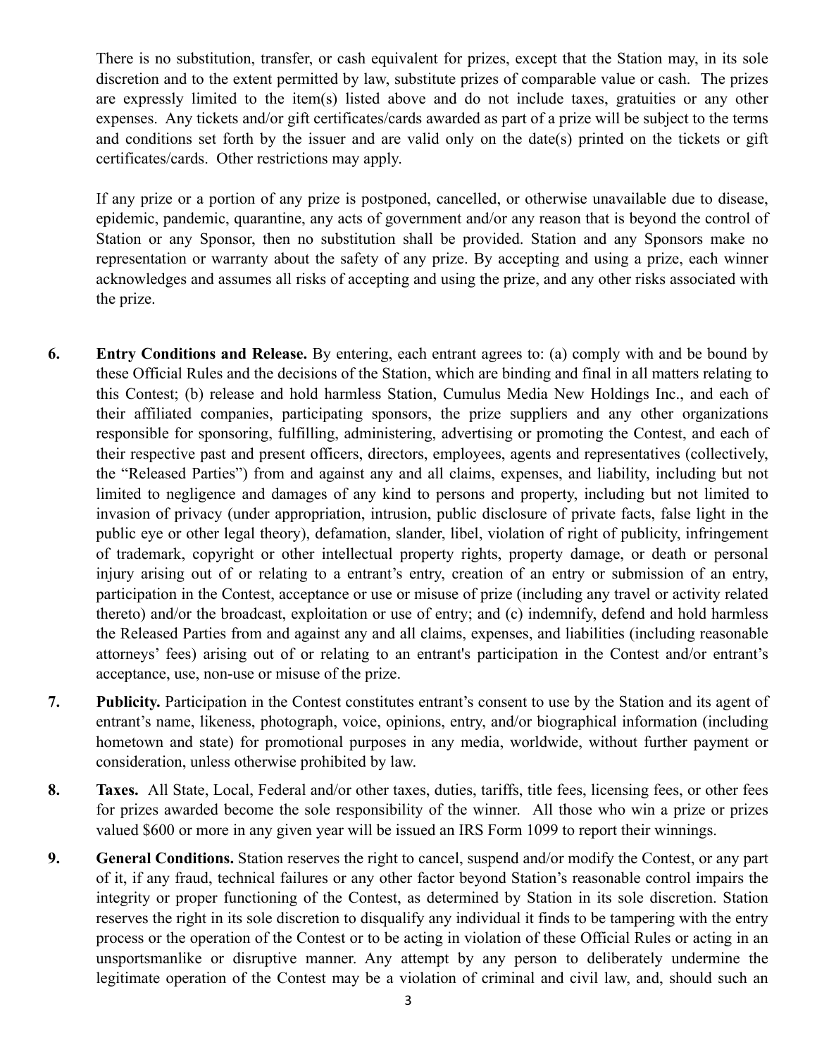There is no substitution, transfer, or cash equivalent for prizes, except that the Station may, in its sole discretion and to the extent permitted by law, substitute prizes of comparable value or cash. The prizes are expressly limited to the item(s) listed above and do not include taxes, gratuities or any other expenses. Any tickets and/or gift certificates/cards awarded as part of a prize will be subject to the terms and conditions set forth by the issuer and are valid only on the date(s) printed on the tickets or gift certificates/cards. Other restrictions may apply.

If any prize or a portion of any prize is postponed, cancelled, or otherwise unavailable due to disease, epidemic, pandemic, quarantine, any acts of government and/or any reason that is beyond the control of Station or any Sponsor, then no substitution shall be provided. Station and any Sponsors make no representation or warranty about the safety of any prize. By accepting and using a prize, each winner acknowledges and assumes all risks of accepting and using the prize, and any other risks associated with the prize.

6. **Entry Conditions and Release.** By entering, each entrant agrees to: (a) comply with and be bound by these Official Rules and the decisions of the Station, which are binding and final in all matters relating to this Contest; (b) release and hold harmless Station, Cumulus Media New Holdings Inc., and each of their affiliated companies, participating sponsors, the prize suppliers and any other organizations responsible for sponsoring, fulfilling, administering, advertising or promoting the Contest, and each of their respective past and present officers, directors, employees, agents and representatives (collectively, the "Released Parties") from and against any and all claims, expenses, and liability, including but not limited to negligence and damages of any kind to persons and property, including but not limited to invasion of privacy (under appropriation, intrusion, public disclosure of private facts, false light in the public eye or other legal theory), defamation, slander, libel, violation of right of publicity, infringement of trademark, copyright or other intellectual property rights, property damage, or death or personal injury arising out of or relating to a entrant's entry, creation of an entry or submission of an entry, participation in the Contest, acceptance or use or misuse of prize (including any travel or activity related thereto) and/or the broadcast, exploitation or use of entry; and (c) indemnify, defend and hold harmless the Released Parties from and against any and all claims, expenses, and liabilities (including reasonable attorneys' fees) arising out of or relating to an entrant's participation in the Contest and/or entrant's acceptance, use, non-use or misuse of the prize.

7. **Publicity.** Participation in the Contest constitutes entrant's consent to use by the Station and its agent of entrant's name, likeness, photograph, voice, opinions, entry, and/or biographical information (including hometown and state) for promotional purposes in any media, worldwide, without further payment or consideration, unless otherwise prohibited by law.

8. **Taxes.** All State, Local, Federal and/or other taxes, duties, tariffs, title fees, licensing fees, or other fees for prizes awarded become the sole responsibility of the winner. All those who win a prize or prizes valued $600 or more in any given year will be issued an IRS Form 1099 to report their winnings.

9. **General Conditions.** Station reserves the right to cancel, suspend and/or modify the Contest, or any part of it, if any fraud, technical failures or any other factor beyond Station's reasonable control impairs the integrity or proper functioning of the Contest, as determined by Station in its sole discretion. Station reserves the right in its sole discretion to disqualify any individual it finds to be tampering with the entry process or the operation of the Contest or to be acting in violation of these Official Rules or acting in an unsportsmanlike or disruptive manner. Any attempt by any person to deliberately undermine the legitimate operation of the Contest may be a violation of criminal and civil law, and, should such an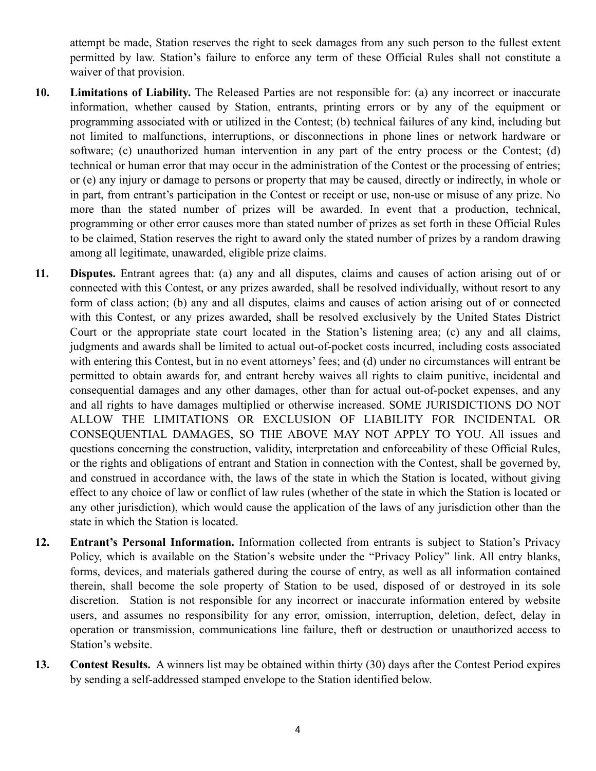attempt be made, Station reserves the right to seek damages from any such person to the fullest extent permitted by law. Station's failure to enforce any term of these Official Rules shall not constitute a waiver of that provision.

10. **Limitations of Liability.** The Released Parties are not responsible for: (a) any incorrect or inaccurate information, whether caused by Station, entrants, printing errors or by any of the equipment or programming associated with or utilized in the Contest; (b) technical failures of any kind, including but not limited to malfunctions, interruptions, or disconnections in phone lines or network hardware or software; (c) unauthorized human intervention in any part of the entry process or the Contest; (d) technical or human error that may occur in the administration of the Contest or the processing of entries; or (e) any injury or damage to persons or property that may be caused, directly or indirectly, in whole or in part, from entrant's participation in the Contest or receipt or use, non-use or misuse of any prize. No more than the stated number of prizes will be awarded. In event that a production, technical, programming or other error causes more than stated number of prizes as set forth in these Official Rules to be claimed, Station reserves the right to award only the stated number of prizes by a random drawing among all legitimate, unawarded, eligible prize claims.

11. **Disputes.** Entrant agrees that: (a) any and all disputes, claims and causes of action arising out of or connected with this Contest, or any prizes awarded, shall be resolved individually, without resort to any form of class action; (b) any and all disputes, claims and causes of action arising out of or connected with this Contest, or any prizes awarded, shall be resolved exclusively by the United States District Court or the appropriate state court located in the Station's listening area; (c) any and all claims, judgments and awards shall be limited to actual out-of-pocket costs incurred, including costs associated with entering this Contest, but in no event attorneys' fees; and (d) under no circumstances will entrant be permitted to obtain awards for, and entrant hereby waives all rights to claim punitive, incidental and consequential damages and any other damages, other than for actual out-of-pocket expenses, and any and all rights to have damages multiplied or otherwise increased. SOME JURISDICTIONS DO NOT ALLOW THE LIMITATIONS OR EXCLUSION OF LIABILITY FOR INCIDENTAL OR CONSEQUENTIAL DAMAGES, SO THE ABOVE MAY NOT APPLY TO YOU. All issues and questions concerning the construction, validity, interpretation and enforceability of these Official Rules, or the rights and obligations of entrant and Station in connection with the Contest, shall be governed by, and construed in accordance with, the laws of the state in which the Station is located, without giving effect to any choice of law or conflict of law rules (whether of the state in which the Station is located or any other jurisdiction), which would cause the application of the laws of any jurisdiction other than the state in which the Station is located.

12. **Entrant's Personal Information.** Information collected from entrants is subject to Station's Privacy Policy, which is available on the Station's website under the "Privacy Policy" link. All entry blanks, forms, devices, and materials gathered during the course of entry, as well as all information contained therein, shall become the sole property of Station to be used, disposed of or destroyed in its sole discretion. Station is not responsible for any incorrect or inaccurate information entered by website users, and assumes no responsibility for any error, omission, interruption, deletion, defect, delay in operation or transmission, communications line failure, theft or destruction or unauthorized access to Station's website.

13. **Contest Results.** A winners list may be obtained within thirty (30) days after the Contest Period expires by sending a self-addressed stamped envelope to the Station identified below.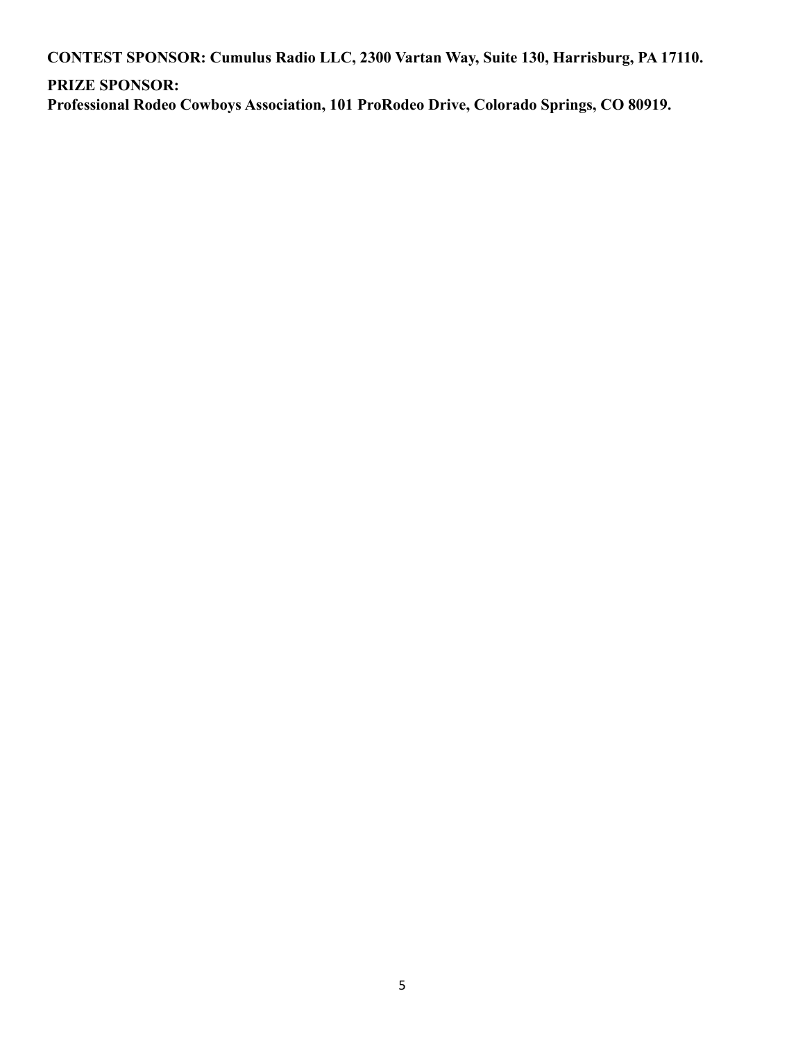**CONTEST SPONSOR: Cumulus Radio LLC, 2300 Vartan Way, Suite 130, Harrisburg, PA 17110.**

**PRIZE SPONSOR:**
**Professional Rodeo Cowboys Association, 101 ProRodeo Drive, Colorado Springs, CO 80919.**